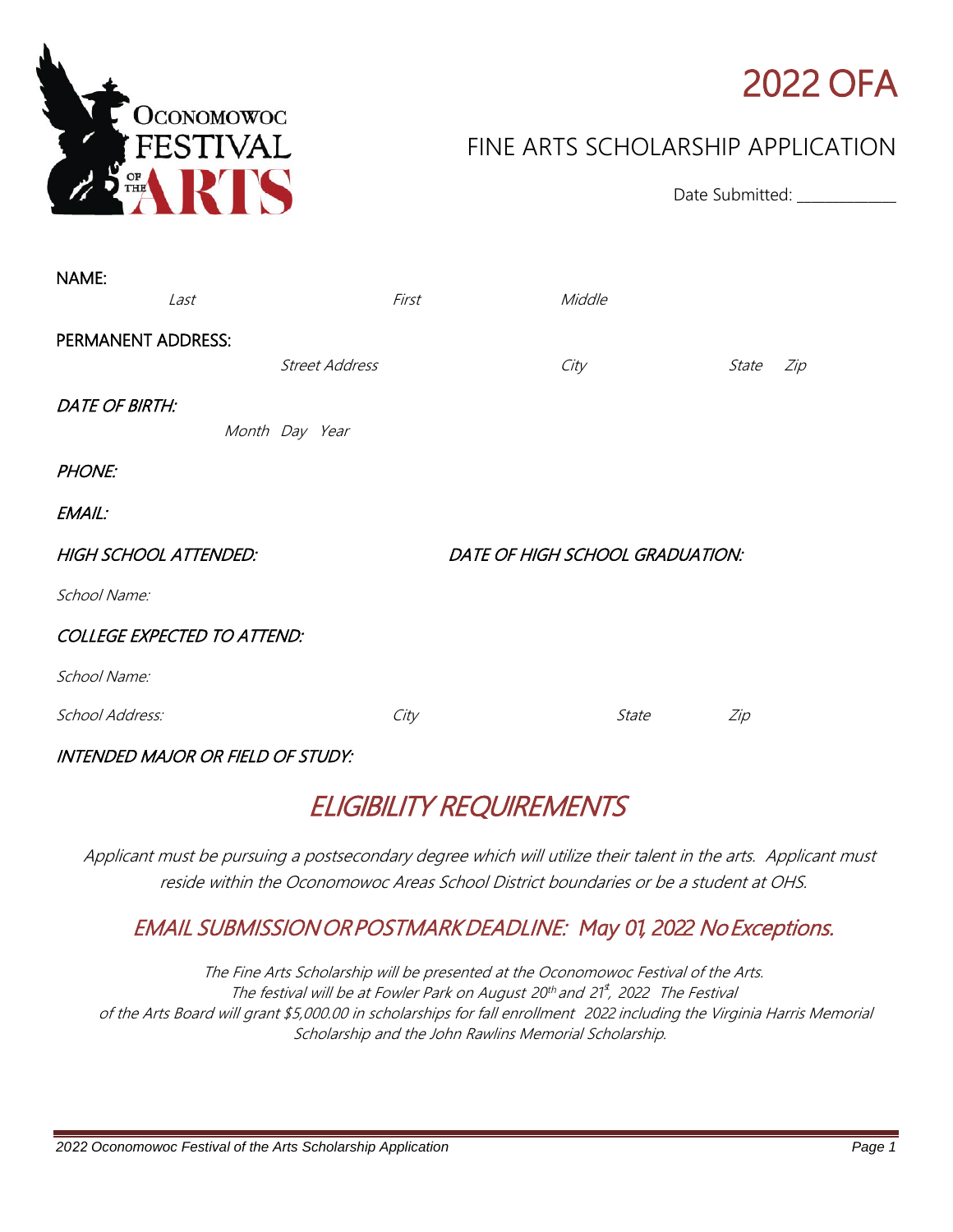Oconomowoc Festival of the Arts

# 2022 OFA

## FINE ARTS SCHOLARSHIP APPLICATION

Date Submitted: ____________

**NAME:**
*Last* *First* *Middle*

**PERMANENT ADDRESS:**
*Street Address* *City* *State* *Zip*

*DATE OF BIRTH:*
*Month Day Year*

*PHONE:*

*EMAIL:*

*HIGH SCHOOL ATTENDED:* *DATE OF HIGH SCHOOL GRADUATION:*

*School Name:*

*COLLEGE EXPECTED TO ATTEND:*

*School Name:*

*School Address:* *City* *State* *Zip*

*INTENDED MAJOR OR FIELD OF STUDY:*

## *ELIGIBILITY REQUIREMENTS*

*Applicant must be pursuing a postsecondary degree which will utilize their talent in the arts. Applicant must reside within the Oconomowoc Areas School District boundaries or be a student at OHS.*

### *EMAIL SUBMISSION OR POSTMARK DEADLINE: May 01, 2022 No Exceptions.*

*The Fine Arts Scholarship will be presented at the Oconomowoc Festival of the Arts. The festival will be at Fowler Park on August 20th and 21st, 2022 The Festival of the Arts Board will grant $5,000.00 in scholarships for fall enrollment 2022 including the Virginia Harris Memorial Scholarship and the John Rawlins Memorial Scholarship.*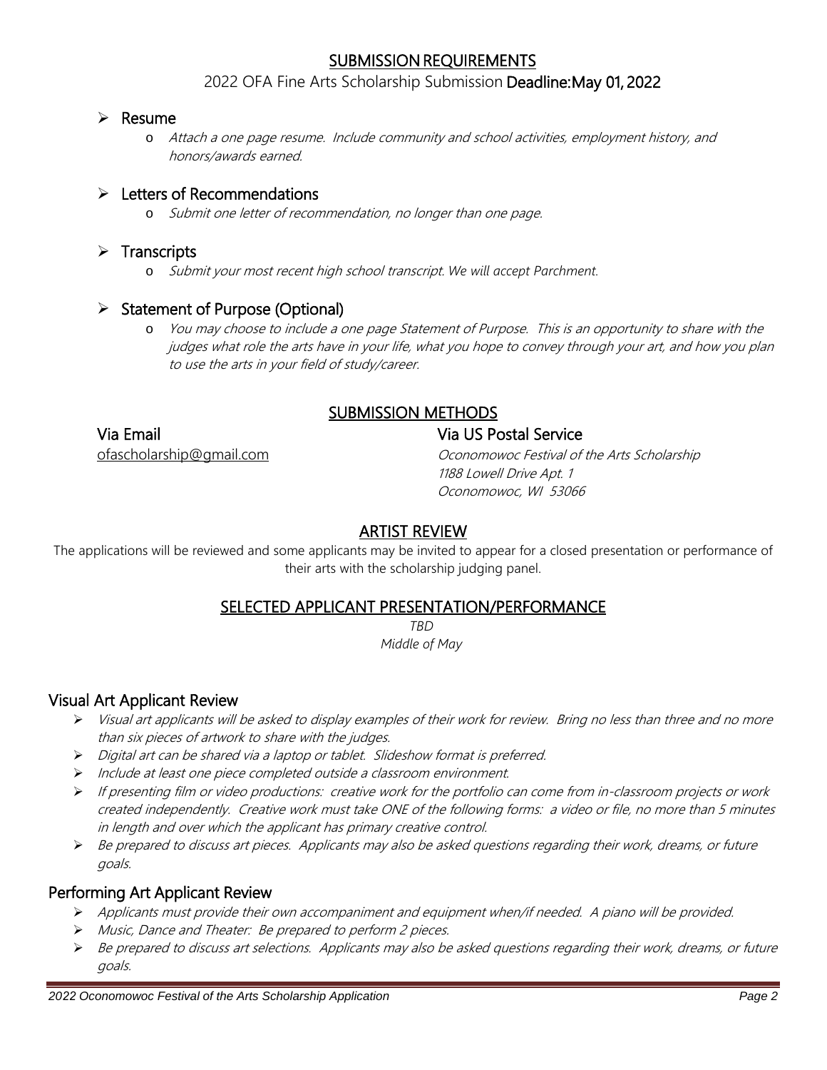## SUBMISSION REQUIREMENTS

2022 OFA Fine Arts Scholarship Submission **Deadline: May 01, 2022**

- **Resume**
  - *Attach a one page resume. Include community and school activities, employment history, and honors/awards earned.*
- **Letters of Recommendations**
  - *Submit one letter of recommendation, no longer than one page.*
- **Transcripts**
  - *Submit your most recent high school transcript. We will accept Parchment.*
- **Statement of Purpose (Optional)**
  - *You may choose to include a one page Statement of Purpose. This is an opportunity to share with the judges what role the arts have in your life, what you hope to convey through your art, and how you plan to use the arts in your field of study/career.*

## SUBMISSION METHODS

**Via Email**

ofascholarship@gmail.com

**Via US Postal Service**

*Oconomowoc Festival of the Arts Scholarship*
*1188 Lowell Drive Apt. 1*
*Oconomowoc, WI 53066*

## ARTIST REVIEW

The applications will be reviewed and some applicants may be invited to appear for a closed presentation or performance of their arts with the scholarship judging panel.

## SELECTED APPLICANT PRESENTATION/PERFORMANCE

*TBD*
*Middle of May*

### Visual Art Applicant Review

- *Visual art applicants will be asked to display examples of their work for review. Bring no less than three and no more than six pieces of artwork to share with the judges.*
- *Digital art can be shared via a laptop or tablet. Slideshow format is preferred.*
- *Include at least one piece completed outside a classroom environment.*
- *If presenting film or video productions: creative work for the portfolio can come from in-classroom projects or work created independently. Creative work must take ONE of the following forms: a video or file, no more than 5 minutes in length and over which the applicant has primary creative control.*
- *Be prepared to discuss art pieces. Applicants may also be asked questions regarding their work, dreams, or future goals.*

### Performing Art Applicant Review

- *Applicants must provide their own accompaniment and equipment when/if needed. A piano will be provided.*
- *Music, Dance and Theater: Be prepared to perform 2 pieces.*
- *Be prepared to discuss art selections. Applicants may also be asked questions regarding their work, dreams, or future goals.*